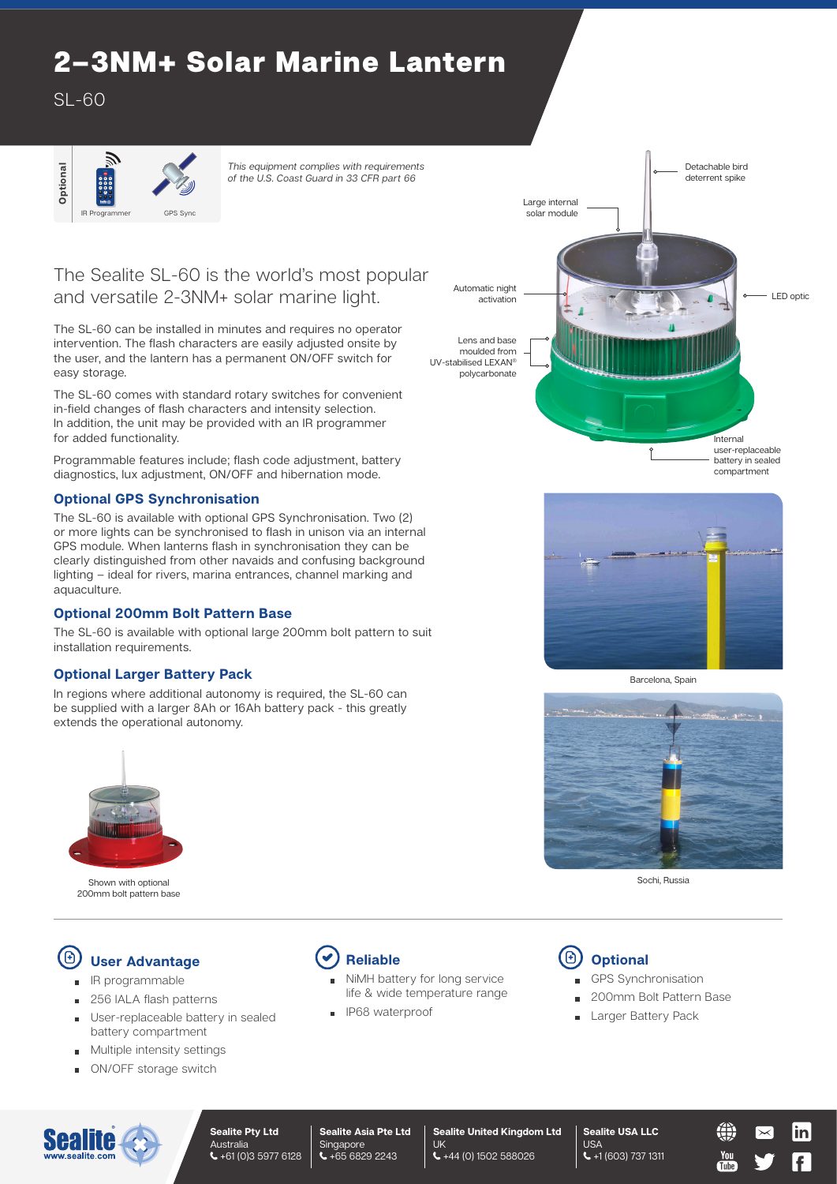# 2–3NM+ Solar Marine Lantern

SL-60

Optional

IR Programmer

GPS Sync

*This equipment complies with requirements of the U.S. Coast Guard in 33 CFR part 66*

## The Sealite SL-60 is the world's most popular and versatile 2-3NM+ solar marine light.

The SL-60 can be installed in minutes and requires no operator intervention. The flash characters are easily adjusted onsite by the user, and the lantern has a permanent ON/OFF switch for easy storage.

The SL-60 comes with standard rotary switches for convenient in-field changes of flash characters and intensity selection. In addition, the unit may be provided with an IR programmer for added functionality.

Programmable features include; flash code adjustment, battery diagnostics, lux adjustment, ON/OFF and hibernation mode.

### Optional GPS Synchronisation

The SL-60 is available with optional GPS Synchronisation. Two (2) or more lights can be synchronised to flash in unison via an internal GPS module. When lanterns flash in synchronisation they can be clearly distinguished from other navaids and confusing background lighting – ideal for rivers, marina entrances, channel marking and aquaculture.

### Optional 200mm Bolt Pattern Base

The SL-60 is available with optional large 200mm bolt pattern to suit installation requirements.

### Optional Larger Battery Pack

In regions where additional autonomy is required, the SL-60 can be supplied with a larger 8Ah or 16Ah battery pack - this greatly extends the operational autonomy.

Shown with optional 200mm bolt pattern base

Detachable bird deterrent spike

Large internal solar module

Automatic night activation

LED optic

Lens and base moulded from UV-stabilised LEXAN® polycarbonate

Internal user-replaceable battery in sealed compartment

Barcelona, Spain

Sochi, Russia

### User Advantage

- IR programmable
- 256 IALA flash patterns
- User-replaceable battery in sealed battery compartment
- Multiple intensity settings
- ON/OFF storage switch

### Reliable

- NiMH battery for long service life & wide temperature range
- IP68 waterproof

### Optional

- GPS Synchronisation
- 200mm Bolt Pattern Base
- Larger Battery Pack

Sealite
www.sealite.com

**Sealite Pty Ltd**
Australia
+61 (0)3 5977 6128

**Sealite Asia Pte Ltd**
Singapore
+65 6829 2243

**Sealite United Kingdom Ltd**
UK
+44 (0) 1502 588026

**Sealite USA LLC**
USA
+1 (603) 737 1311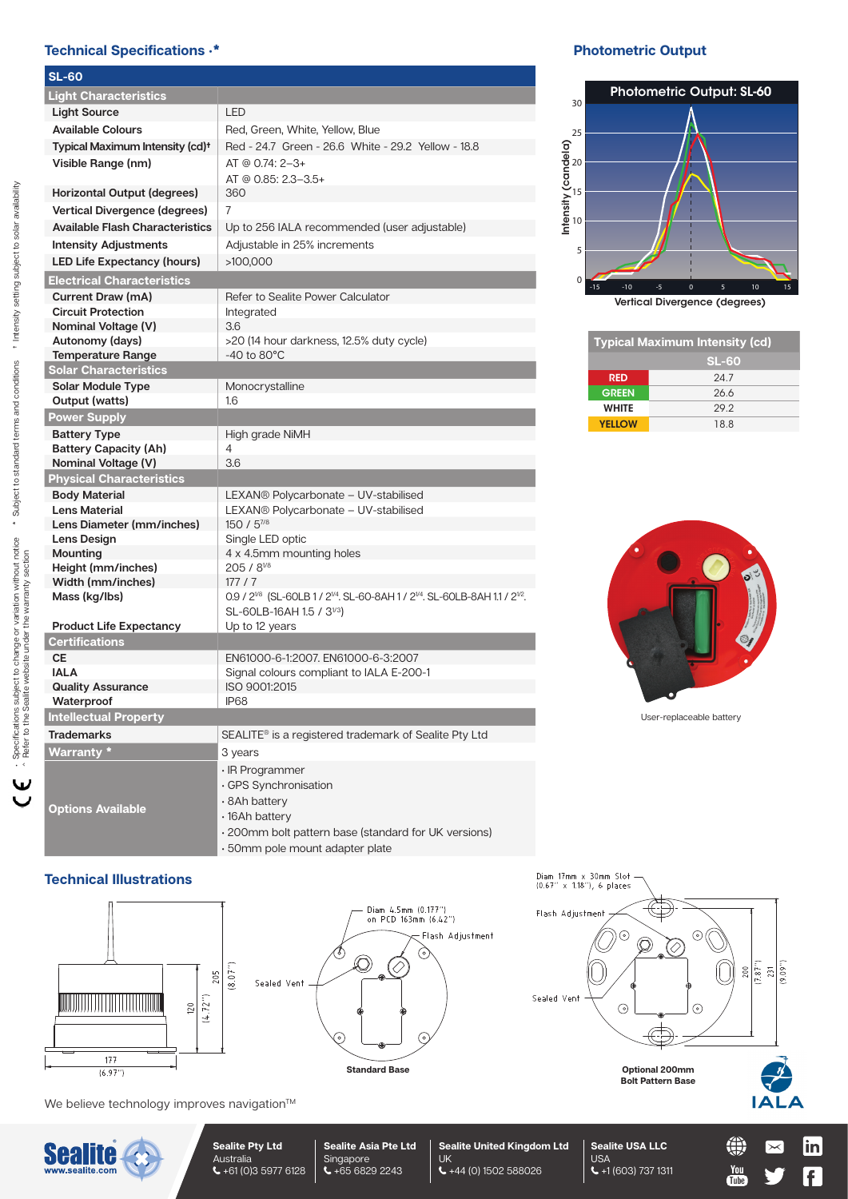## Technical Specifications ·*

| SL-60 | |
|---|---|
| **Light Characteristics** | |
| Light Source | LED |
| Available Colours | Red, Green, White, Yellow, Blue |
| Typical Maximum Intensity (cd)† | Red - 24.7 Green - 26.6 White - 29.2 Yellow - 18.8 |
| Visible Range (nm) | AT @ 0.74: 2–3+<br>AT @ 0.85: 2.3–3.5+ |
| Horizontal Output (degrees) | 360 |
| Vertical Divergence (degrees) | 7 |
| Available Flash Characteristics | Up to 256 IALA recommended (user adjustable) |
| Intensity Adjustments | Adjustable in 25% increments |
| LED Life Expectancy (hours) | >100,000 |
| **Electrical Characteristics** | |
| Current Draw (mA) | Refer to Sealite Power Calculator |
| Circuit Protection | Integrated |
| Nominal Voltage (V) | 3.6 |
| Autonomy (days) | >20 (14 hour darkness, 12.5% duty cycle) |
| Temperature Range | -40 to 80°C |
| **Solar Characteristics** | |
| Solar Module Type | Monocrystalline |
| Output (watts) | 1.6 |
| **Power Supply** | |
| Battery Type | High grade NiMH |
| Battery Capacity (Ah) | 4 |
| Nominal Voltage (V) | 3.6 |
| **Physical Characteristics** | |
| Body Material | LEXAN® Polycarbonate – UV-stabilised |
| Lens Material | LEXAN® Polycarbonate – UV-stabilised |
| Lens Diameter (mm/inches) | 150 / 5 7/8 |
| Lens Design | Single LED optic |
| Mounting | 4 x 4.5mm mounting holes |
| Height (mm/inches) | 205 / 8 1/8 |
| Width (mm/inches) | 177 / 7 |
| Mass (kg/lbs) | 0.9 / 2 1/8 (SL-60LB 1 / 2 1/4. SL-60-8AH 1 / 2 1/4. SL-60LB-8AH 1.1 / 2 1/2. SL-60LB-16AH 1.5 / 3 1/3) |
| Product Life Expectancy | Up to 12 years |
| **Certifications** | |
| CE | EN61000-6-1:2007. EN61000-6-3:2007 |
| IALA | Signal colours compliant to IALA E-200-1 |
| Quality Assurance | ISO 9001:2015 |
| Waterproof | IP68 |
| **Intellectual Property** | |
| Trademarks | SEALITE® is a registered trademark of Sealite Pty Ltd |
| **Warranty *** | 3 years |
| **Options Available** | · IR Programmer<br>· GPS Synchronisation<br>· 8Ah battery<br>· 16Ah battery<br>· 200mm bolt pattern base (standard for UK versions)<br>· 50mm pole mount adapter plate |

· Specifications subject to change or variation without notice
* Subject to standard terms and conditions
† Intensity setting subject to solar availability
* Refer to the Sealite website under the warranty section

## Photometric Output

Photometric Output: SL-60

Intensity (candela)
30
25
20
15
10
5
0
-15 -10 -5 0 5 10 15
Vertical Divergence (degrees)

| Typical Maximum Intensity (cd) | |
|---|---|
| | SL-60 |
| RED | 24.7 |
| GREEN | 26.6 |
| WHITE | 29.2 |
| YELLOW | 18.8 |

User-replaceable battery

## Technical Illustrations

205 (8.07")
120 (4.72")
177 (6.97")

Diam 4.5mm (0.177") on PCD 163mm (6.42")
Flash Adjustment
Sealed Vent

Standard Base

Diam 17mm x 30mm Slot (0.67" x 1.18"), 6 places
Flash Adjustment
Sealed Vent
200 (7.87")
231 (9.09")

Optional 200mm Bolt Pattern Base

We believe technology improves navigation™

Sealite www.sealite.com

**Sealite Pty Ltd** Australia +61 (0)3 5977 6128

**Sealite Asia Pte Ltd** Singapore +65 6829 2243

**Sealite United Kingdom Ltd** UK +44 (0) 1502 588026

**Sealite USA LLC** USA +1 (603) 737 1311